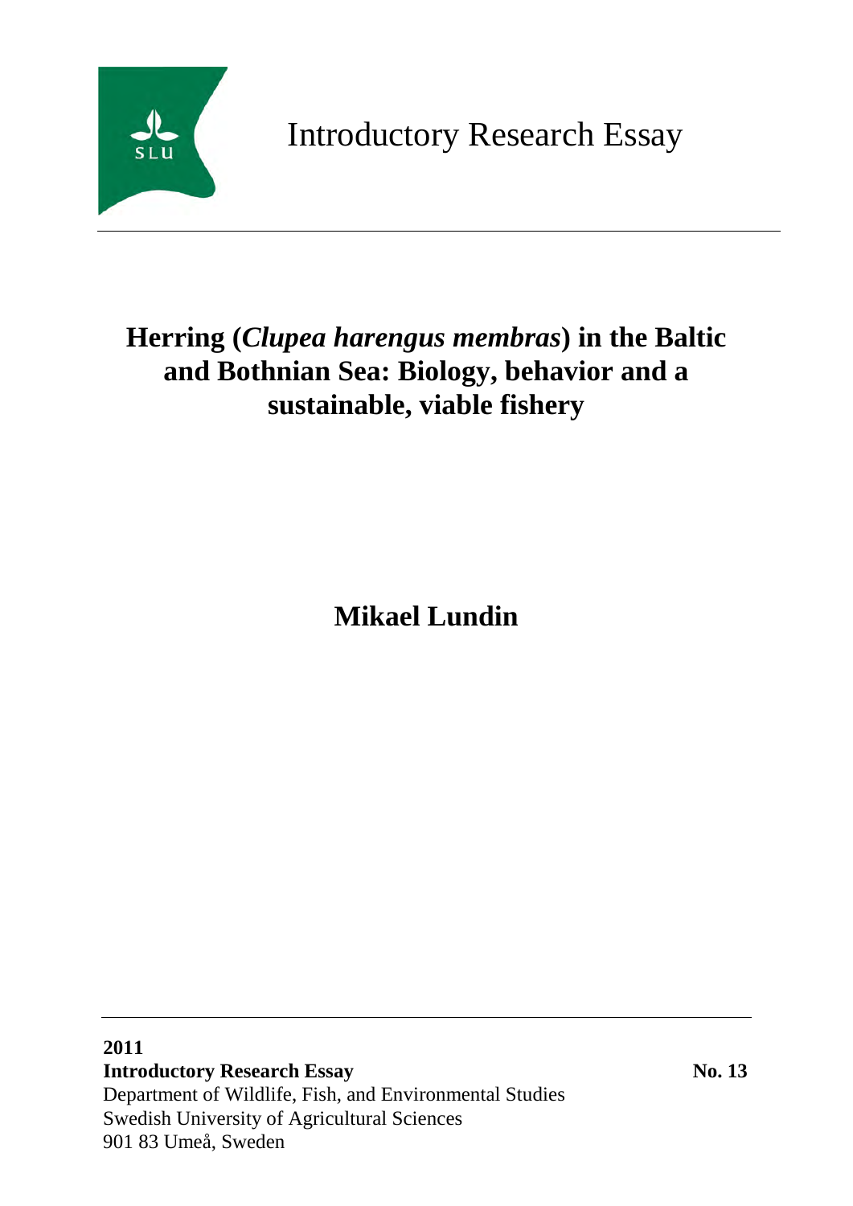SLU

Introductory Research Essay

# Herring (*Clupea harengus membras*) in the Baltic and Bothnian Sea: Biology, behavior and a sustainable, viable fishery

**Mikael Lundin**

**2011**
**Introductory Research Essay** **No. 13**
Department of Wildlife, Fish, and Environmental Studies
Swedish University of Agricultural Sciences
901 83 Umeå, Sweden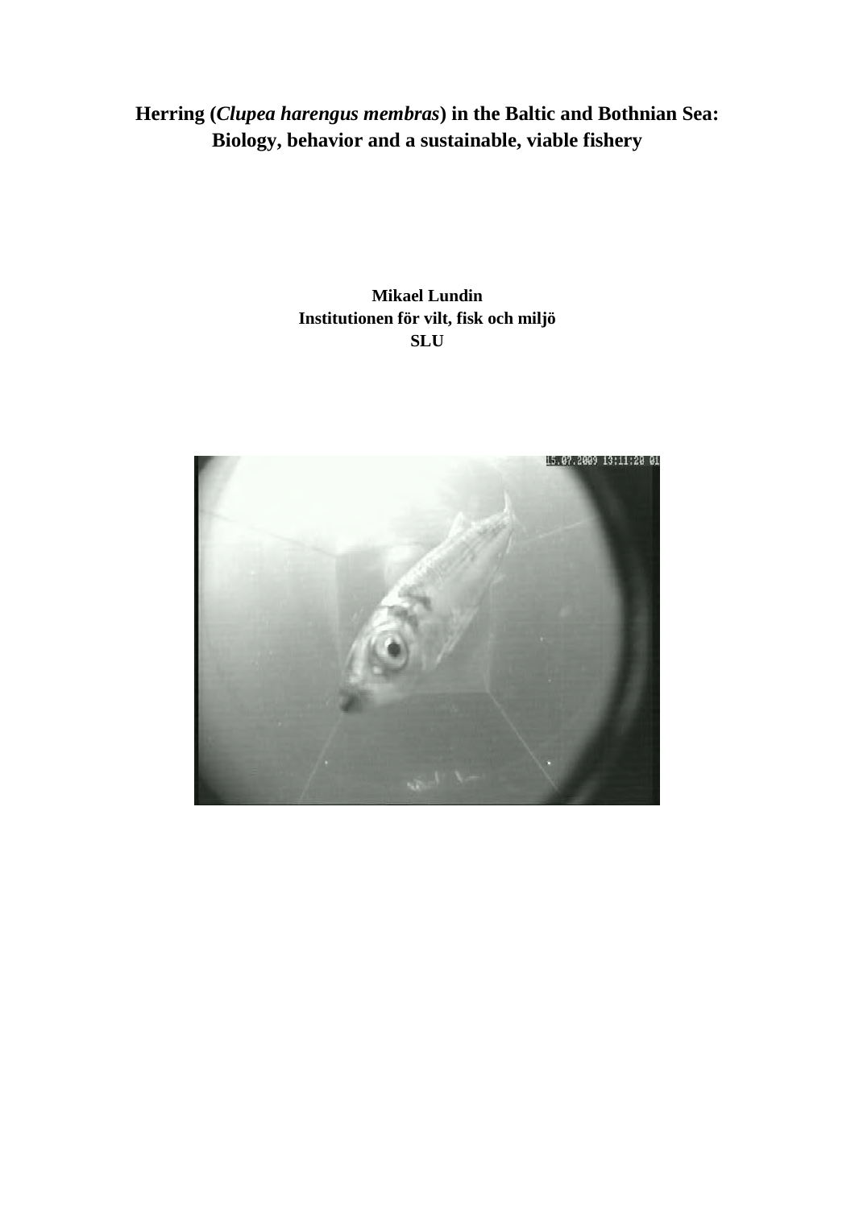# Herring (*Clupea harengus membras*) in the Baltic and Bothnian Sea: Biology, behavior and a sustainable, viable fishery

**Mikael Lundin**
**Institutionen för vilt, fisk och miljö**
**SLU**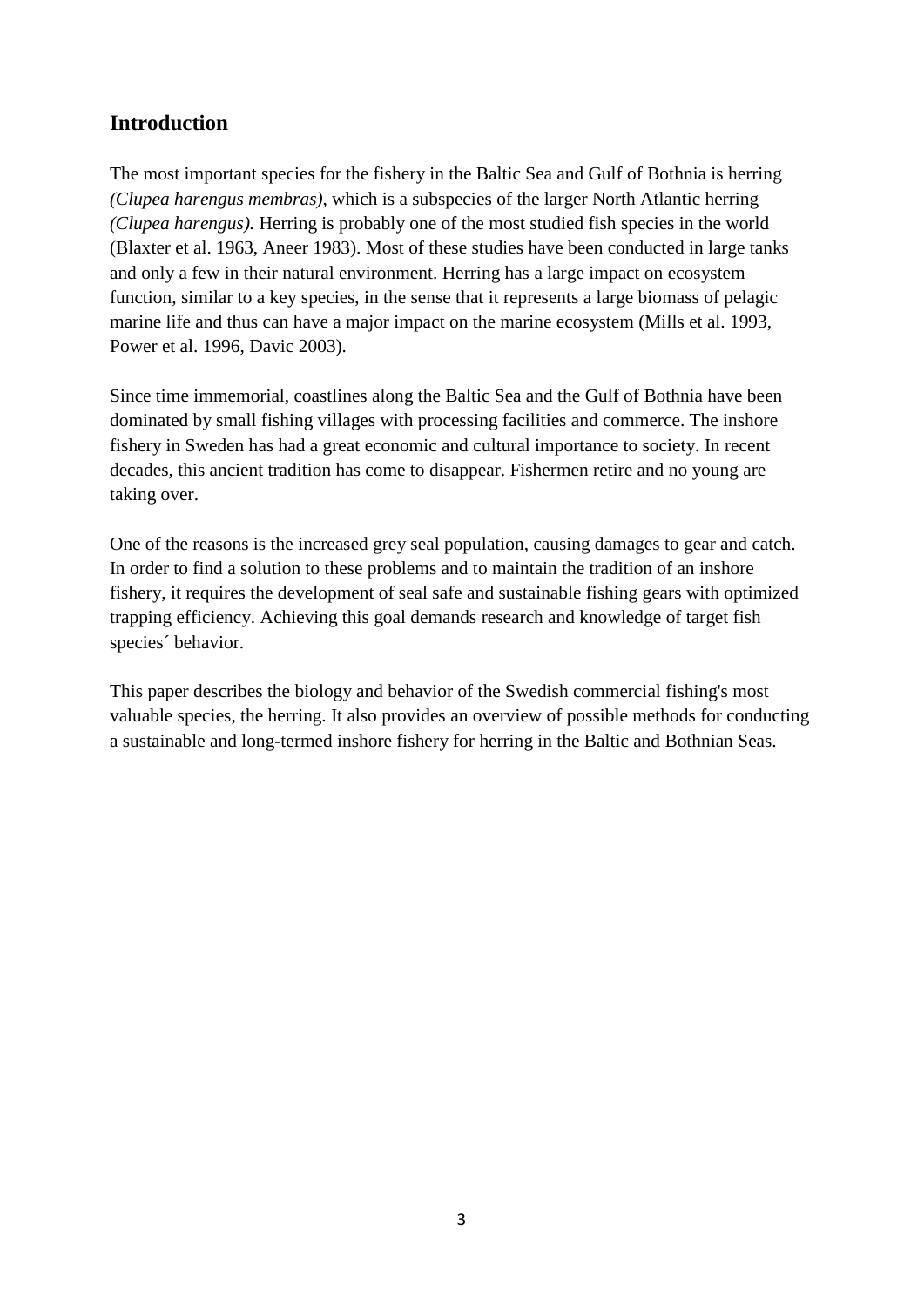## Introduction

The most important species for the fishery in the Baltic Sea and Gulf of Bothnia is herring *(Clupea harengus membras)*, which is a subspecies of the larger North Atlantic herring *(Clupea harengus).* Herring is probably one of the most studied fish species in the world (Blaxter et al. 1963, Aneer 1983). Most of these studies have been conducted in large tanks and only a few in their natural environment. Herring has a large impact on ecosystem function, similar to a key species, in the sense that it represents a large biomass of pelagic marine life and thus can have a major impact on the marine ecosystem (Mills et al. 1993, Power et al. 1996, Davic 2003).

Since time immemorial, coastlines along the Baltic Sea and the Gulf of Bothnia have been dominated by small fishing villages with processing facilities and commerce. The inshore fishery in Sweden has had a great economic and cultural importance to society. In recent decades, this ancient tradition has come to disappear. Fishermen retire and no young are taking over.

One of the reasons is the increased grey seal population, causing damages to gear and catch. In order to find a solution to these problems and to maintain the tradition of an inshore fishery, it requires the development of seal safe and sustainable fishing gears with optimized trapping efficiency. Achieving this goal demands research and knowledge of target fish species´ behavior.

This paper describes the biology and behavior of the Swedish commercial fishing's most valuable species, the herring. It also provides an overview of possible methods for conducting a sustainable and long-termed inshore fishery for herring in the Baltic and Bothnian Seas.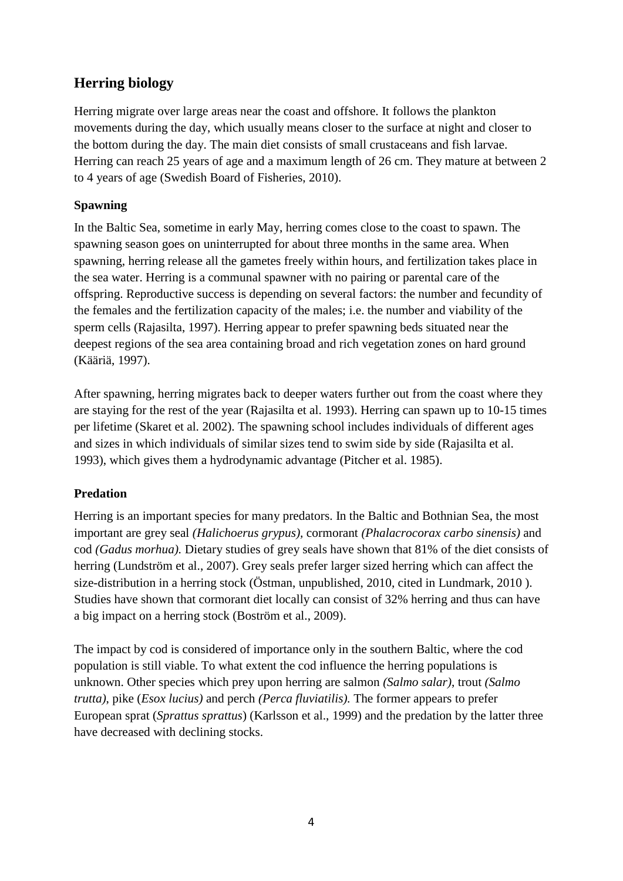## Herring biology

Herring migrate over large areas near the coast and offshore. It follows the plankton movements during the day, which usually means closer to the surface at night and closer to the bottom during the day. The main diet consists of small crustaceans and fish larvae. Herring can reach 25 years of age and a maximum length of 26 cm. They mature at between 2 to 4 years of age (Swedish Board of Fisheries, 2010).

### Spawning

In the Baltic Sea, sometime in early May, herring comes close to the coast to spawn. The spawning season goes on uninterrupted for about three months in the same area. When spawning, herring release all the gametes freely within hours, and fertilization takes place in the sea water. Herring is a communal spawner with no pairing or parental care of the offspring. Reproductive success is depending on several factors: the number and fecundity of the females and the fertilization capacity of the males; i.e. the number and viability of the sperm cells (Rajasilta, 1997). Herring appear to prefer spawning beds situated near the deepest regions of the sea area containing broad and rich vegetation zones on hard ground (Kääriä, 1997).

After spawning, herring migrates back to deeper waters further out from the coast where they are staying for the rest of the year (Rajasilta et al. 1993). Herring can spawn up to 10-15 times per lifetime (Skaret et al. 2002). The spawning school includes individuals of different ages and sizes in which individuals of similar sizes tend to swim side by side (Rajasilta et al. 1993), which gives them a hydrodynamic advantage (Pitcher et al. 1985).

### Predation

Herring is an important species for many predators. In the Baltic and Bothnian Sea, the most important are grey seal *(Halichoerus grypus)*, cormorant *(Phalacrocorax carbo sinensis)* and cod *(Gadus morhua).* Dietary studies of grey seals have shown that 81% of the diet consists of herring (Lundström et al., 2007). Grey seals prefer larger sized herring which can affect the size-distribution in a herring stock (Östman, unpublished, 2010, cited in Lundmark, 2010 ). Studies have shown that cormorant diet locally can consist of 32% herring and thus can have a big impact on a herring stock (Boström et al., 2009).

The impact by cod is considered of importance only in the southern Baltic, where the cod population is still viable. To what extent the cod influence the herring populations is unknown. Other species which prey upon herring are salmon *(Salmo salar)*, trout *(Salmo trutta)*, pike (*Esox lucius)* and perch *(Perca fluviatilis).* The former appears to prefer European sprat (*Sprattus sprattus*) (Karlsson et al., 1999) and the predation by the latter three have decreased with declining stocks.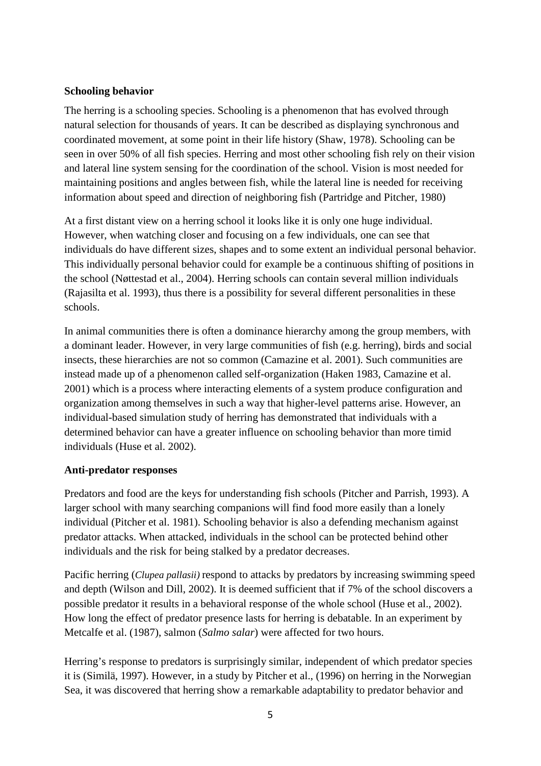**Schooling behavior**

The herring is a schooling species. Schooling is a phenomenon that has evolved through natural selection for thousands of years. It can be described as displaying synchronous and coordinated movement, at some point in their life history (Shaw, 1978). Schooling can be seen in over 50% of all fish species. Herring and most other schooling fish rely on their vision and lateral line system sensing for the coordination of the school. Vision is most needed for maintaining positions and angles between fish, while the lateral line is needed for receiving information about speed and direction of neighboring fish (Partridge and Pitcher, 1980)

At a first distant view on a herring school it looks like it is only one huge individual. However, when watching closer and focusing on a few individuals, one can see that individuals do have different sizes, shapes and to some extent an individual personal behavior. This individually personal behavior could for example be a continuous shifting of positions in the school (Nøttestad et al., 2004). Herring schools can contain several million individuals (Rajasilta et al. 1993), thus there is a possibility for several different personalities in these schools.

In animal communities there is often a dominance hierarchy among the group members, with a dominant leader. However, in very large communities of fish (e.g. herring), birds and social insects, these hierarchies are not so common (Camazine et al. 2001). Such communities are instead made up of a phenomenon called self-organization (Haken 1983, Camazine et al. 2001) which is a process where interacting elements of a system produce configuration and organization among themselves in such a way that higher-level patterns arise. However, an individual-based simulation study of herring has demonstrated that individuals with a determined behavior can have a greater influence on schooling behavior than more timid individuals (Huse et al. 2002).

**Anti-predator responses**

Predators and food are the keys for understanding fish schools (Pitcher and Parrish, 1993). A larger school with many searching companions will find food more easily than a lonely individual (Pitcher et al. 1981). Schooling behavior is also a defending mechanism against predator attacks. When attacked, individuals in the school can be protected behind other individuals and the risk for being stalked by a predator decreases.

Pacific herring (*Clupea pallasii)* respond to attacks by predators by increasing swimming speed and depth (Wilson and Dill, 2002). It is deemed sufficient that if 7% of the school discovers a possible predator it results in a behavioral response of the whole school (Huse et al., 2002). How long the effect of predator presence lasts for herring is debatable. In an experiment by Metcalfe et al. (1987), salmon (*Salmo salar*) were affected for two hours.

Herring's response to predators is surprisingly similar, independent of which predator species it is (Similä, 1997). However, in a study by Pitcher et al., (1996) on herring in the Norwegian Sea, it was discovered that herring show a remarkable adaptability to predator behavior and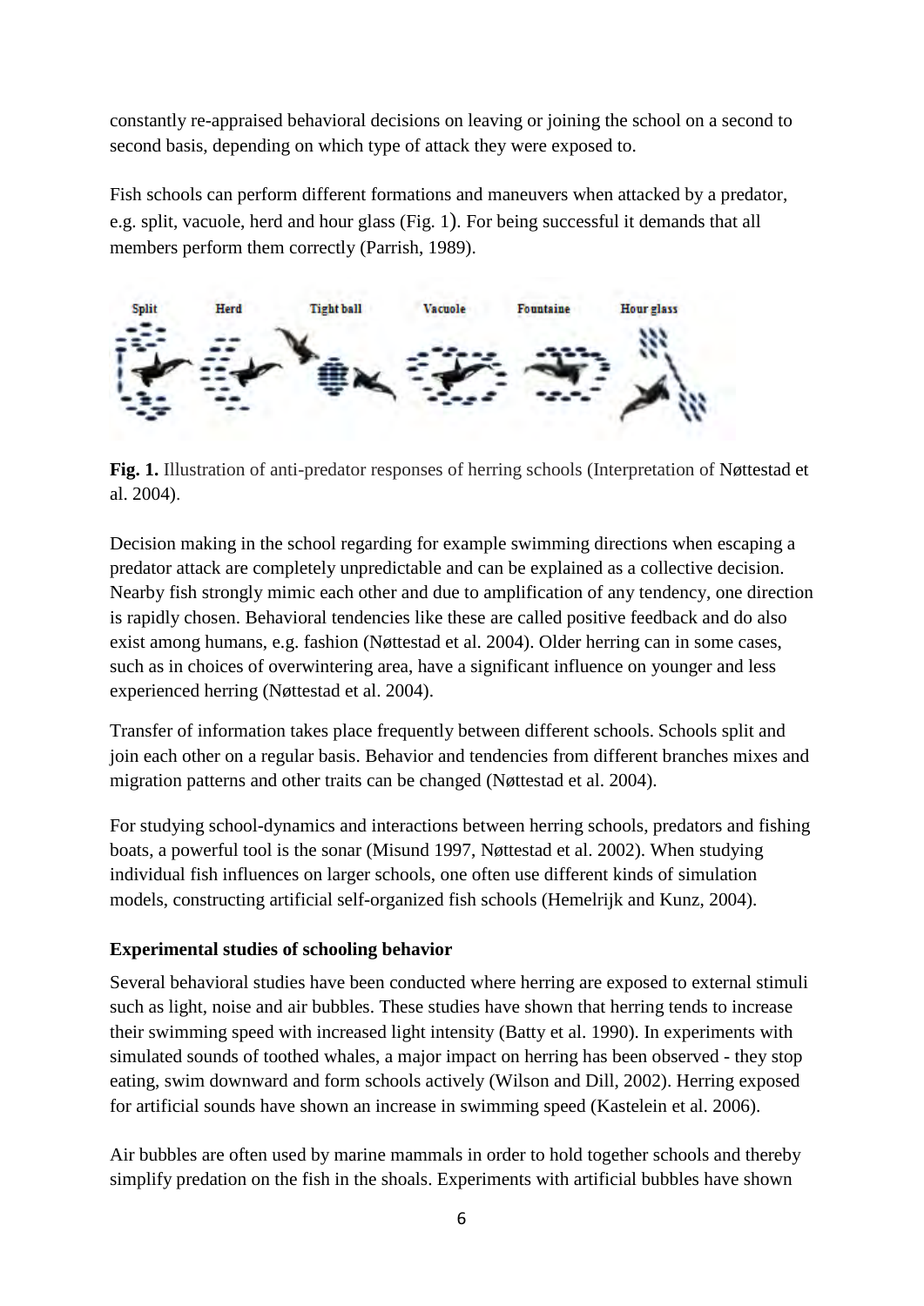constantly re-appraised behavioral decisions on leaving or joining the school on a second to second basis, depending on which type of attack they were exposed to.

Fish schools can perform different formations and maneuvers when attacked by a predator, e.g. split, vacuole, herd and hour glass (Fig. 1). For being successful it demands that all members perform them correctly (Parrish, 1989).

**Fig. 1.** Illustration of anti-predator responses of herring schools (Interpretation of Nøttestad et al. 2004).

Decision making in the school regarding for example swimming directions when escaping a predator attack are completely unpredictable and can be explained as a collective decision. Nearby fish strongly mimic each other and due to amplification of any tendency, one direction is rapidly chosen. Behavioral tendencies like these are called positive feedback and do also exist among humans, e.g. fashion (Nøttestad et al. 2004). Older herring can in some cases, such as in choices of overwintering area, have a significant influence on younger and less experienced herring (Nøttestad et al. 2004).

Transfer of information takes place frequently between different schools. Schools split and join each other on a regular basis. Behavior and tendencies from different branches mixes and migration patterns and other traits can be changed (Nøttestad et al. 2004).

For studying school-dynamics and interactions between herring schools, predators and fishing boats, a powerful tool is the sonar (Misund 1997, Nøttestad et al. 2002). When studying individual fish influences on larger schools, one often use different kinds of simulation models, constructing artificial self-organized fish schools (Hemelrijk and Kunz, 2004).

**Experimental studies of schooling behavior**

Several behavioral studies have been conducted where herring are exposed to external stimuli such as light, noise and air bubbles. These studies have shown that herring tends to increase their swimming speed with increased light intensity (Batty et al. 1990). In experiments with simulated sounds of toothed whales, a major impact on herring has been observed - they stop eating, swim downward and form schools actively (Wilson and Dill, 2002). Herring exposed for artificial sounds have shown an increase in swimming speed (Kastelein et al. 2006).

Air bubbles are often used by marine mammals in order to hold together schools and thereby simplify predation on the fish in the shoals. Experiments with artificial bubbles have shown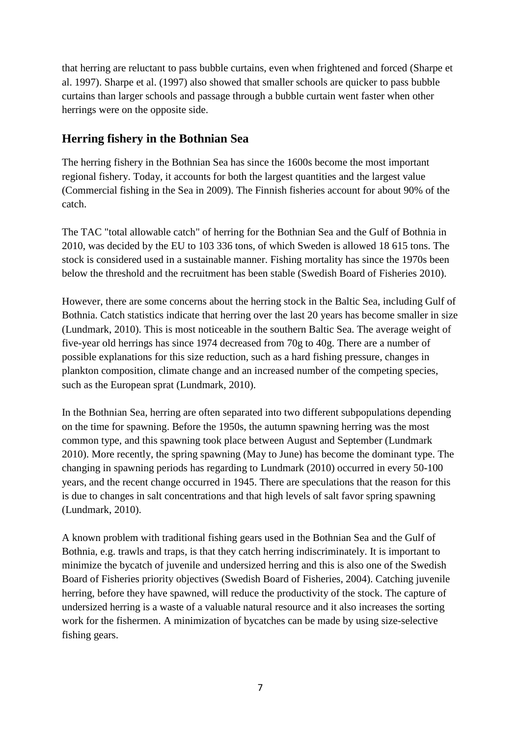that herring are reluctant to pass bubble curtains, even when frightened and forced (Sharpe et al. 1997). Sharpe et al. (1997) also showed that smaller schools are quicker to pass bubble curtains than larger schools and passage through a bubble curtain went faster when other herrings were on the opposite side.

## Herring fishery in the Bothnian Sea

The herring fishery in the Bothnian Sea has since the 1600s become the most important regional fishery. Today, it accounts for both the largest quantities and the largest value (Commercial fishing in the Sea in 2009). The Finnish fisheries account for about 90% of the catch.

The TAC "total allowable catch" of herring for the Bothnian Sea and the Gulf of Bothnia in 2010, was decided by the EU to 103 336 tons, of which Sweden is allowed 18 615 tons. The stock is considered used in a sustainable manner. Fishing mortality has since the 1970s been below the threshold and the recruitment has been stable (Swedish Board of Fisheries 2010).

However, there are some concerns about the herring stock in the Baltic Sea, including Gulf of Bothnia. Catch statistics indicate that herring over the last 20 years has become smaller in size (Lundmark, 2010). This is most noticeable in the southern Baltic Sea. The average weight of five-year old herrings has since 1974 decreased from 70g to 40g. There are a number of possible explanations for this size reduction, such as a hard fishing pressure, changes in plankton composition, climate change and an increased number of the competing species, such as the European sprat (Lundmark, 2010).

In the Bothnian Sea, herring are often separated into two different subpopulations depending on the time for spawning. Before the 1950s, the autumn spawning herring was the most common type, and this spawning took place between August and September (Lundmark 2010). More recently, the spring spawning (May to June) has become the dominant type. The changing in spawning periods has regarding to Lundmark (2010) occurred in every 50-100 years, and the recent change occurred in 1945. There are speculations that the reason for this is due to changes in salt concentrations and that high levels of salt favor spring spawning (Lundmark, 2010).

A known problem with traditional fishing gears used in the Bothnian Sea and the Gulf of Bothnia, e.g. trawls and traps, is that they catch herring indiscriminately. It is important to minimize the bycatch of juvenile and undersized herring and this is also one of the Swedish Board of Fisheries priority objectives (Swedish Board of Fisheries, 2004). Catching juvenile herring, before they have spawned, will reduce the productivity of the stock. The capture of undersized herring is a waste of a valuable natural resource and it also increases the sorting work for the fishermen. A minimization of bycatches can be made by using size-selective fishing gears.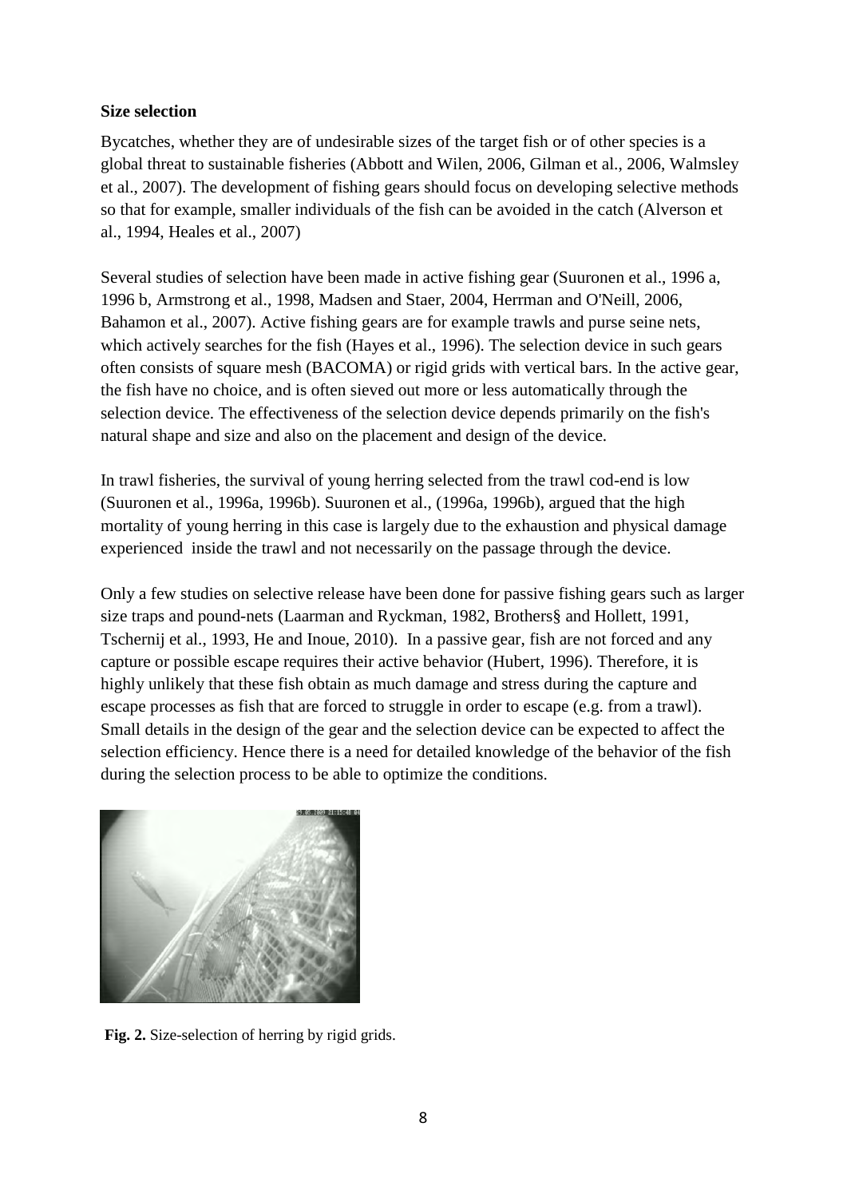**Size selection**

Bycatches, whether they are of undesirable sizes of the target fish or of other species is a global threat to sustainable fisheries (Abbott and Wilen, 2006, Gilman et al., 2006, Walmsley et al., 2007). The development of fishing gears should focus on developing selective methods so that for example, smaller individuals of the fish can be avoided in the catch (Alverson et al., 1994, Heales et al., 2007)

Several studies of selection have been made in active fishing gear (Suuronen et al., 1996 a, 1996 b, Armstrong et al., 1998, Madsen and Staer, 2004, Herrman and O'Neill, 2006, Bahamon et al., 2007). Active fishing gears are for example trawls and purse seine nets, which actively searches for the fish (Hayes et al., 1996). The selection device in such gears often consists of square mesh (BACOMA) or rigid grids with vertical bars. In the active gear, the fish have no choice, and is often sieved out more or less automatically through the selection device. The effectiveness of the selection device depends primarily on the fish's natural shape and size and also on the placement and design of the device.

In trawl fisheries, the survival of young herring selected from the trawl cod-end is low (Suuronen et al., 1996a, 1996b). Suuronen et al., (1996a, 1996b), argued that the high mortality of young herring in this case is largely due to the exhaustion and physical damage experienced inside the trawl and not necessarily on the passage through the device.

Only a few studies on selective release have been done for passive fishing gears such as larger size traps and pound-nets (Laarman and Ryckman, 1982, Brothers§ and Hollett, 1991, Tschernij et al., 1993, He and Inoue, 2010). In a passive gear, fish are not forced and any capture or possible escape requires their active behavior (Hubert, 1996). Therefore, it is highly unlikely that these fish obtain as much damage and stress during the capture and escape processes as fish that are forced to struggle in order to escape (e.g. from a trawl). Small details in the design of the gear and the selection device can be expected to affect the selection efficiency. Hence there is a need for detailed knowledge of the behavior of the fish during the selection process to be able to optimize the conditions.

**Fig. 2.** Size-selection of herring by rigid grids.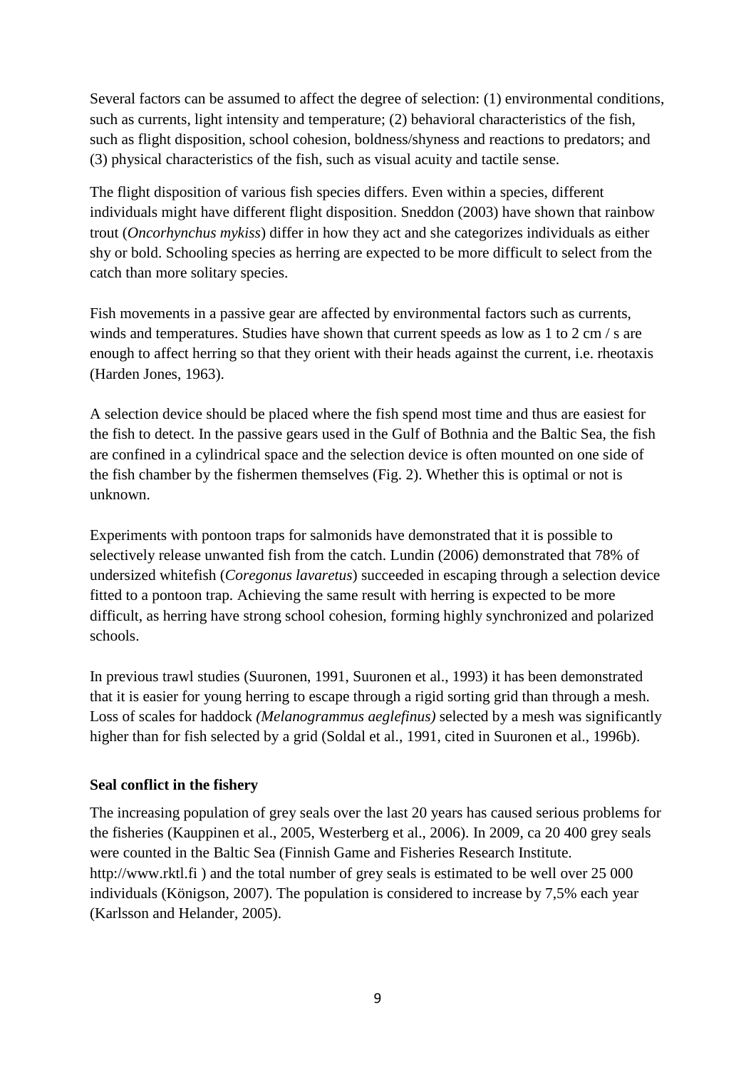Several factors can be assumed to affect the degree of selection: (1) environmental conditions, such as currents, light intensity and temperature; (2) behavioral characteristics of the fish, such as flight disposition, school cohesion, boldness/shyness and reactions to predators; and (3) physical characteristics of the fish, such as visual acuity and tactile sense.

The flight disposition of various fish species differs. Even within a species, different individuals might have different flight disposition. Sneddon (2003) have shown that rainbow trout (*Oncorhynchus mykiss*) differ in how they act and she categorizes individuals as either shy or bold. Schooling species as herring are expected to be more difficult to select from the catch than more solitary species.

Fish movements in a passive gear are affected by environmental factors such as currents, winds and temperatures. Studies have shown that current speeds as low as 1 to 2 cm / s are enough to affect herring so that they orient with their heads against the current, i.e. rheotaxis (Harden Jones, 1963).

A selection device should be placed where the fish spend most time and thus are easiest for the fish to detect. In the passive gears used in the Gulf of Bothnia and the Baltic Sea, the fish are confined in a cylindrical space and the selection device is often mounted on one side of the fish chamber by the fishermen themselves (Fig. 2). Whether this is optimal or not is unknown.

Experiments with pontoon traps for salmonids have demonstrated that it is possible to selectively release unwanted fish from the catch. Lundin (2006) demonstrated that 78% of undersized whitefish (*Coregonus lavaretus*) succeeded in escaping through a selection device fitted to a pontoon trap. Achieving the same result with herring is expected to be more difficult, as herring have strong school cohesion, forming highly synchronized and polarized schools.

In previous trawl studies (Suuronen, 1991, Suuronen et al., 1993) it has been demonstrated that it is easier for young herring to escape through a rigid sorting grid than through a mesh. Loss of scales for haddock *(Melanogrammus aeglefinus)* selected by a mesh was significantly higher than for fish selected by a grid (Soldal et al., 1991, cited in Suuronen et al., 1996b).

**Seal conflict in the fishery**

The increasing population of grey seals over the last 20 years has caused serious problems for the fisheries (Kauppinen et al., 2005, Westerberg et al., 2006). In 2009, ca 20 400 grey seals were counted in the Baltic Sea (Finnish Game and Fisheries Research Institute. http://www.rktl.fi ) and the total number of grey seals is estimated to be well over 25 000 individuals (Königson, 2007). The population is considered to increase by 7,5% each year (Karlsson and Helander, 2005).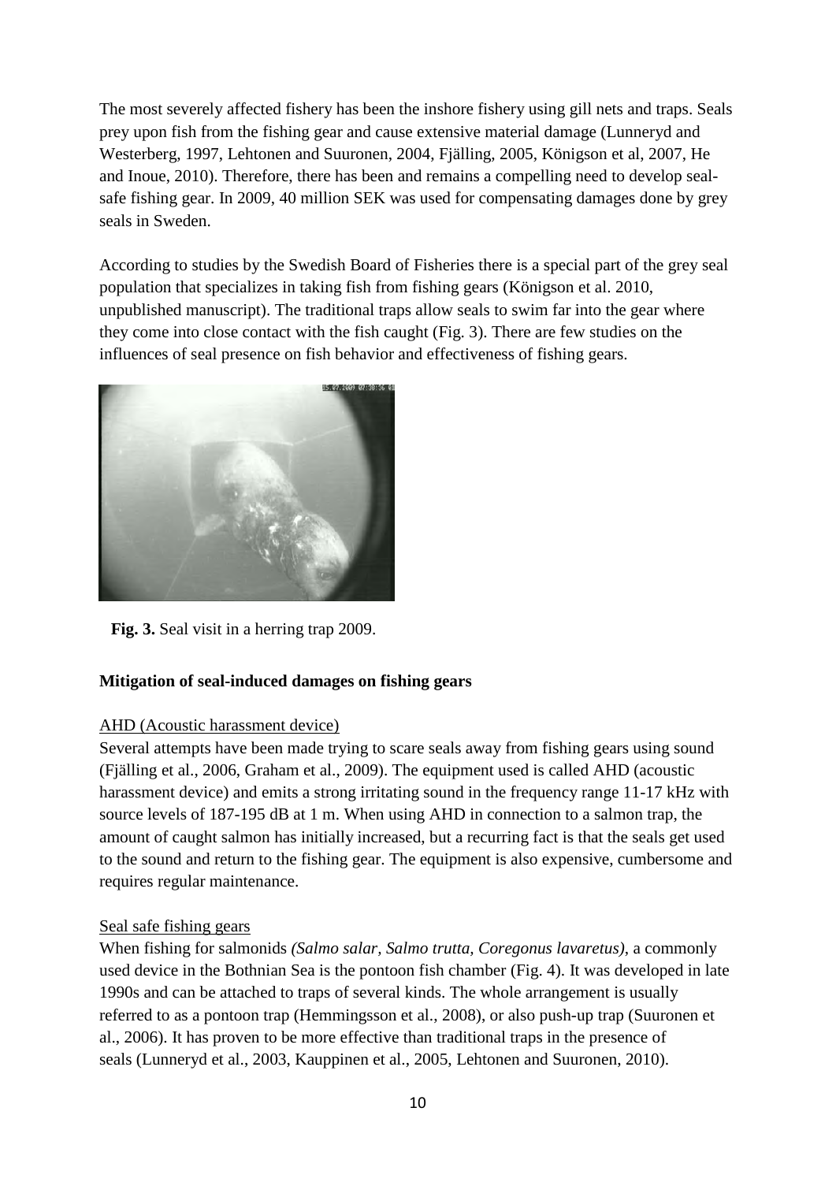The most severely affected fishery has been the inshore fishery using gill nets and traps. Seals prey upon fish from the fishing gear and cause extensive material damage (Lunneryd and Westerberg, 1997, Lehtonen and Suuronen, 2004, Fjälling, 2005, Königson et al, 2007, He and Inoue, 2010). Therefore, there has been and remains a compelling need to develop seal-safe fishing gear. In 2009, 40 million SEK was used for compensating damages done by grey seals in Sweden.

According to studies by the Swedish Board of Fisheries there is a special part of the grey seal population that specializes in taking fish from fishing gears (Königson et al. 2010, unpublished manuscript). The traditional traps allow seals to swim far into the gear where they come into close contact with the fish caught (Fig. 3). There are few studies on the influences of seal presence on fish behavior and effectiveness of fishing gears.

**Fig. 3.** Seal visit in a herring trap 2009.

**Mitigation of seal-induced damages on fishing gears**

AHD (Acoustic harassment device)

Several attempts have been made trying to scare seals away from fishing gears using sound (Fjälling et al., 2006, Graham et al., 2009). The equipment used is called AHD (acoustic harassment device) and emits a strong irritating sound in the frequency range 11-17 kHz with source levels of 187-195 dB at 1 m. When using AHD in connection to a salmon trap, the amount of caught salmon has initially increased, but a recurring fact is that the seals get used to the sound and return to the fishing gear. The equipment is also expensive, cumbersome and requires regular maintenance.

Seal safe fishing gears

When fishing for salmonids *(Salmo salar, Salmo trutta, Coregonus lavaretus)*, a commonly used device in the Bothnian Sea is the pontoon fish chamber (Fig. 4). It was developed in late 1990s and can be attached to traps of several kinds. The whole arrangement is usually referred to as a pontoon trap (Hemmingsson et al., 2008), or also push-up trap (Suuronen et al., 2006). It has proven to be more effective than traditional traps in the presence of seals (Lunneryd et al., 2003, Kauppinen et al., 2005, Lehtonen and Suuronen, 2010).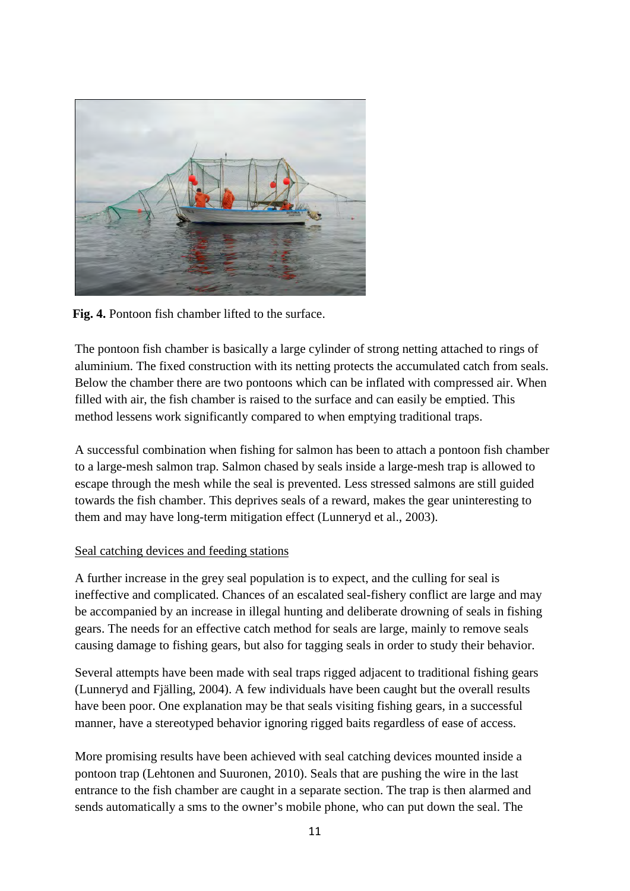**Fig. 4.** Pontoon fish chamber lifted to the surface.

The pontoon fish chamber is basically a large cylinder of strong netting attached to rings of aluminium. The fixed construction with its netting protects the accumulated catch from seals. Below the chamber there are two pontoons which can be inflated with compressed air. When filled with air, the fish chamber is raised to the surface and can easily be emptied. This method lessens work significantly compared to when emptying traditional traps.

A successful combination when fishing for salmon has been to attach a pontoon fish chamber to a large-mesh salmon trap. Salmon chased by seals inside a large-mesh trap is allowed to escape through the mesh while the seal is prevented. Less stressed salmons are still guided towards the fish chamber. This deprives seals of a reward, makes the gear uninteresting to them and may have long-term mitigation effect (Lunneryd et al., 2003).

Seal catching devices and feeding stations

A further increase in the grey seal population is to expect, and the culling for seal is ineffective and complicated. Chances of an escalated seal-fishery conflict are large and may be accompanied by an increase in illegal hunting and deliberate drowning of seals in fishing gears. The needs for an effective catch method for seals are large, mainly to remove seals causing damage to fishing gears, but also for tagging seals in order to study their behavior.

Several attempts have been made with seal traps rigged adjacent to traditional fishing gears (Lunneryd and Fjälling, 2004). A few individuals have been caught but the overall results have been poor. One explanation may be that seals visiting fishing gears, in a successful manner, have a stereotyped behavior ignoring rigged baits regardless of ease of access.

More promising results have been achieved with seal catching devices mounted inside a pontoon trap (Lehtonen and Suuronen, 2010). Seals that are pushing the wire in the last entrance to the fish chamber are caught in a separate section. The trap is then alarmed and sends automatically a sms to the owner's mobile phone, who can put down the seal. The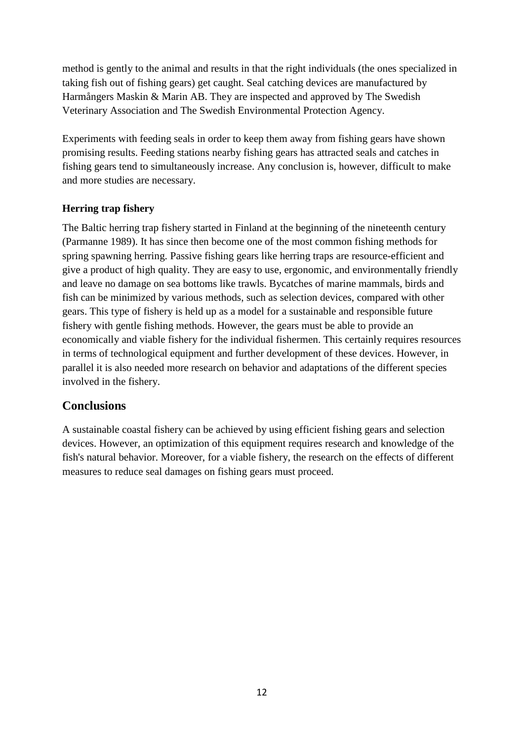method is gently to the animal and results in that the right individuals (the ones specialized in taking fish out of fishing gears) get caught. Seal catching devices are manufactured by Harmångers Maskin & Marin AB. They are inspected and approved by The Swedish Veterinary Association and The Swedish Environmental Protection Agency.

Experiments with feeding seals in order to keep them away from fishing gears have shown promising results. Feeding stations nearby fishing gears has attracted seals and catches in fishing gears tend to simultaneously increase. Any conclusion is, however, difficult to make and more studies are necessary.

### Herring trap fishery

The Baltic herring trap fishery started in Finland at the beginning of the nineteenth century (Parmanne 1989). It has since then become one of the most common fishing methods for spring spawning herring. Passive fishing gears like herring traps are resource-efficient and give a product of high quality. They are easy to use, ergonomic, and environmentally friendly and leave no damage on sea bottoms like trawls. Bycatches of marine mammals, birds and fish can be minimized by various methods, such as selection devices, compared with other gears. This type of fishery is held up as a model for a sustainable and responsible future fishery with gentle fishing methods. However, the gears must be able to provide an economically and viable fishery for the individual fishermen. This certainly requires resources in terms of technological equipment and further development of these devices. However, in parallel it is also needed more research on behavior and adaptations of the different species involved in the fishery.

## Conclusions

A sustainable coastal fishery can be achieved by using efficient fishing gears and selection devices. However, an optimization of this equipment requires research and knowledge of the fish's natural behavior. Moreover, for a viable fishery, the research on the effects of different measures to reduce seal damages on fishing gears must proceed.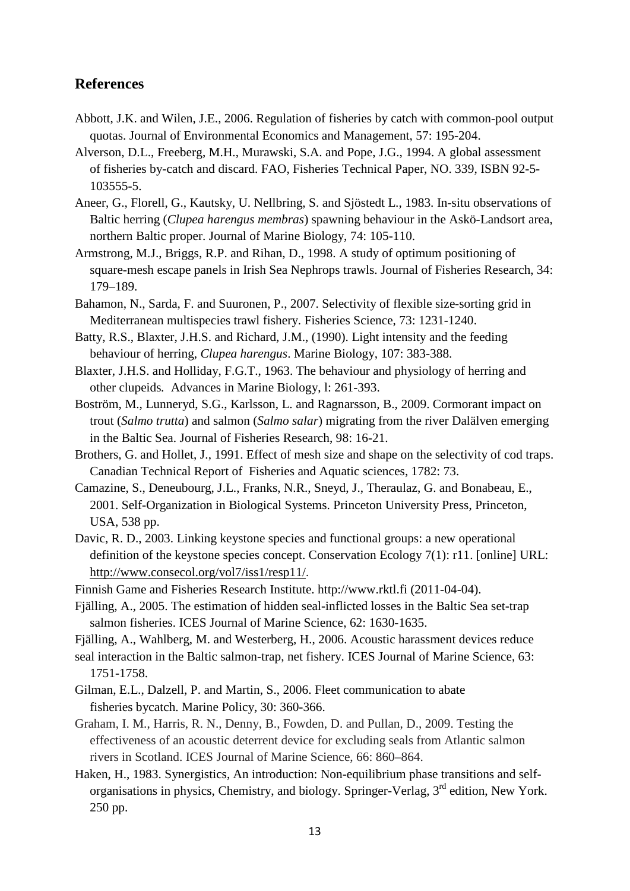## References

Abbott, J.K. and Wilen, J.E., 2006. Regulation of fisheries by catch with common-pool output quotas. Journal of Environmental Economics and Management, 57: 195-204.

Alverson, D.L., Freeberg, M.H., Murawski, S.A. and Pope, J.G., 1994. A global assessment of fisheries by-catch and discard. FAO, Fisheries Technical Paper, NO. 339, ISBN 92-5-103555-5.

Aneer, G., Florell, G., Kautsky, U. Nellbring, S. and Sjöstedt L., 1983. In-situ observations of Baltic herring (*Clupea harengus membras*) spawning behaviour in the Askö-Landsort area, northern Baltic proper. Journal of Marine Biology, 74: 105-110.

Armstrong, M.J., Briggs, R.P. and Rihan, D., 1998. A study of optimum positioning of square-mesh escape panels in Irish Sea Nephrops trawls. Journal of Fisheries Research, 34: 179–189.

Bahamon, N., Sarda, F. and Suuronen, P., 2007. Selectivity of flexible size-sorting grid in Mediterranean multispecies trawl fishery. Fisheries Science, 73: 1231-1240.

Batty, R.S., Blaxter, J.H.S. and Richard, J.M., (1990). Light intensity and the feeding behaviour of herring, *Clupea harengus*. Marine Biology, 107: 383-388.

Blaxter, J.H.S. and Holliday, F.G.T., 1963. The behaviour and physiology of herring and other clupeids*.* Advances in Marine Biology, l: 261-393.

Boström, M., Lunneryd, S.G., Karlsson, L. and Ragnarsson, B., 2009. Cormorant impact on trout (*Salmo trutta*) and salmon (*Salmo salar*) migrating from the river Dalälven emerging in the Baltic Sea. Journal of Fisheries Research, 98: 16-21.

Brothers, G. and Hollet, J., 1991. Effect of mesh size and shape on the selectivity of cod traps. Canadian Technical Report of Fisheries and Aquatic sciences, 1782: 73.

Camazine, S., Deneubourg, J.L., Franks, N.R., Sneyd, J., Theraulaz, G. and Bonabeau, E., 2001. Self-Organization in Biological Systems. Princeton University Press, Princeton, USA, 538 pp.

Davic, R. D., 2003. Linking keystone species and functional groups: a new operational definition of the keystone species concept. Conservation Ecology 7(1): r11. [online] URL: http://www.consecol.org/vol7/iss1/resp11/.

Finnish Game and Fisheries Research Institute. http://www.rktl.fi (2011-04-04).

Fjälling, A., 2005. The estimation of hidden seal-inflicted losses in the Baltic Sea set-trap salmon fisheries. ICES Journal of Marine Science, 62: 1630-1635.

Fjälling, A., Wahlberg, M. and Westerberg, H., 2006. Acoustic harassment devices reduce seal interaction in the Baltic salmon-trap, net fishery. ICES Journal of Marine Science, 63: 1751-1758.

Gilman, E.L., Dalzell, P. and Martin, S., 2006. Fleet communication to abate fisheries bycatch. Marine Policy, 30: 360-366.

Graham, I. M., Harris, R. N., Denny, B., Fowden, D. and Pullan, D., 2009. Testing the effectiveness of an acoustic deterrent device for excluding seals from Atlantic salmon rivers in Scotland. ICES Journal of Marine Science, 66: 860–864.

Haken, H., 1983. Synergistics, An introduction: Non-equilibrium phase transitions and self-organisations in physics, Chemistry, and biology. Springer-Verlag, 3rd edition, New York. 250 pp.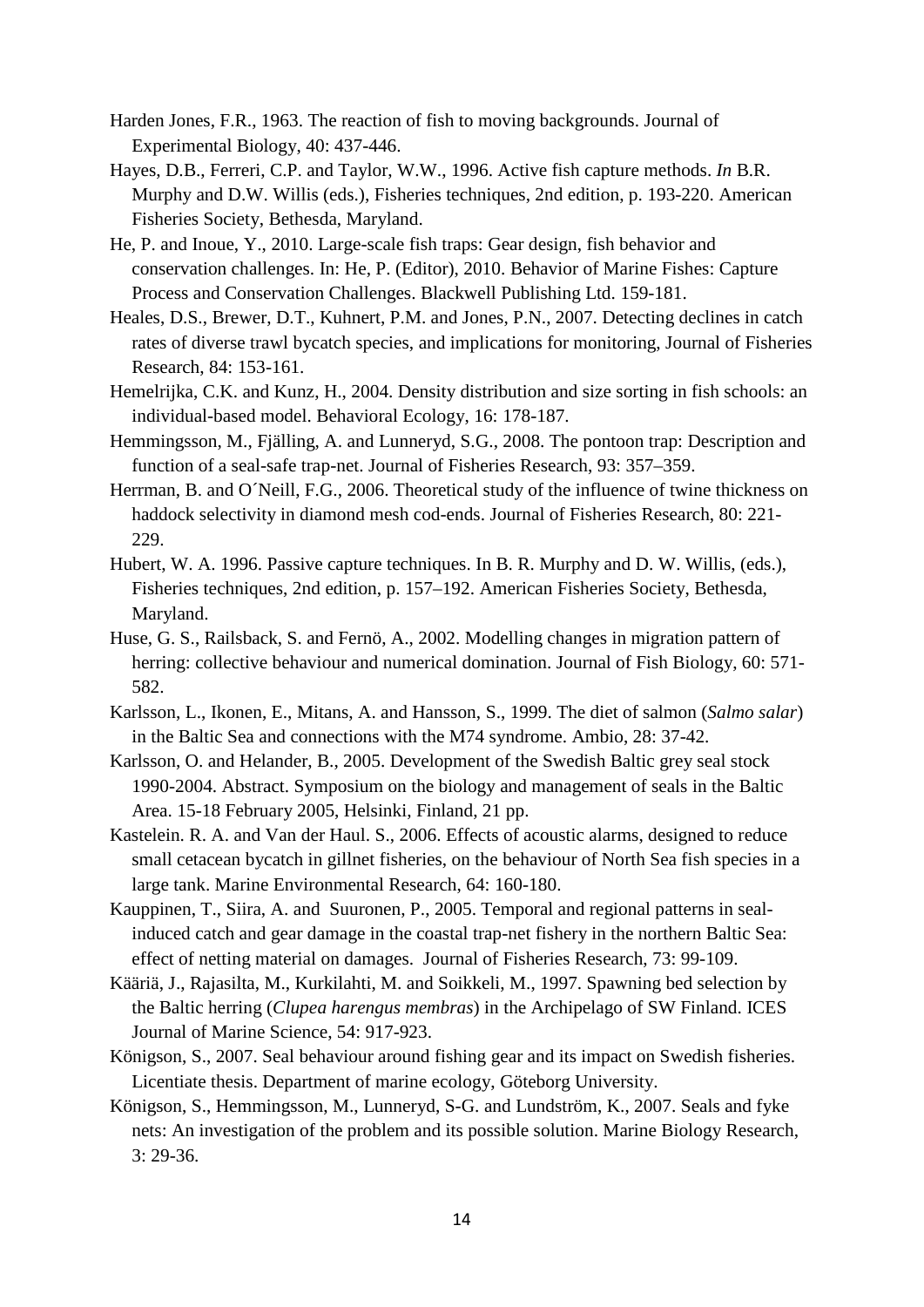Harden Jones, F.R., 1963. The reaction of fish to moving backgrounds. Journal of Experimental Biology, 40: 437-446.

Hayes, D.B., Ferreri, C.P. and Taylor, W.W., 1996. Active fish capture methods. *In* B.R. Murphy and D.W. Willis (eds.), Fisheries techniques, 2nd edition, p. 193-220. American Fisheries Society, Bethesda, Maryland.

He, P. and Inoue, Y., 2010. Large-scale fish traps: Gear design, fish behavior and conservation challenges. In: He, P. (Editor), 2010. Behavior of Marine Fishes: Capture Process and Conservation Challenges. Blackwell Publishing Ltd. 159-181.

Heales, D.S., Brewer, D.T., Kuhnert, P.M. and Jones, P.N., 2007. Detecting declines in catch rates of diverse trawl bycatch species, and implications for monitoring, Journal of Fisheries Research, 84: 153-161.

Hemelrijka, C.K. and Kunz, H., 2004. Density distribution and size sorting in fish schools: an individual-based model. Behavioral Ecology, 16: 178-187.

Hemmingsson, M., Fjälling, A. and Lunneryd, S.G., 2008. The pontoon trap: Description and function of a seal-safe trap-net. Journal of Fisheries Research, 93: 357–359.

Herrman, B. and O´Neill, F.G., 2006. Theoretical study of the influence of twine thickness on haddock selectivity in diamond mesh cod-ends. Journal of Fisheries Research, 80: 221-229.

Hubert, W. A. 1996. Passive capture techniques. In B. R. Murphy and D. W. Willis, (eds.), Fisheries techniques, 2nd edition, p. 157–192. American Fisheries Society, Bethesda, Maryland.

Huse, G. S., Railsback, S. and Fernö, A., 2002. Modelling changes in migration pattern of herring: collective behaviour and numerical domination. Journal of Fish Biology, 60: 571-582.

Karlsson, L., Ikonen, E., Mitans, A. and Hansson, S., 1999. The diet of salmon (*Salmo salar*) in the Baltic Sea and connections with the M74 syndrome. Ambio, 28: 37-42.

Karlsson, O. and Helander, B., 2005. Development of the Swedish Baltic grey seal stock 1990-2004. Abstract. Symposium on the biology and management of seals in the Baltic Area. 15-18 February 2005, Helsinki, Finland, 21 pp.

Kastelein. R. A. and Van der Haul. S., 2006. Effects of acoustic alarms, designed to reduce small cetacean bycatch in gillnet fisheries, on the behaviour of North Sea fish species in a large tank. Marine Environmental Research, 64: 160-180.

Kauppinen, T., Siira, A. and Suuronen, P., 2005. Temporal and regional patterns in seal-induced catch and gear damage in the coastal trap-net fishery in the northern Baltic Sea: effect of netting material on damages. Journal of Fisheries Research, 73: 99-109.

Kääriä, J., Rajasilta, M., Kurkilahti, M. and Soikkeli, M., 1997. Spawning bed selection by the Baltic herring (*Clupea harengus membras*) in the Archipelago of SW Finland. ICES Journal of Marine Science, 54: 917-923.

Königson, S., 2007. Seal behaviour around fishing gear and its impact on Swedish fisheries. Licentiate thesis. Department of marine ecology, Göteborg University.

Königson, S., Hemmingsson, M., Lunneryd, S-G. and Lundström, K., 2007. Seals and fyke nets: An investigation of the problem and its possible solution. Marine Biology Research, 3: 29-36.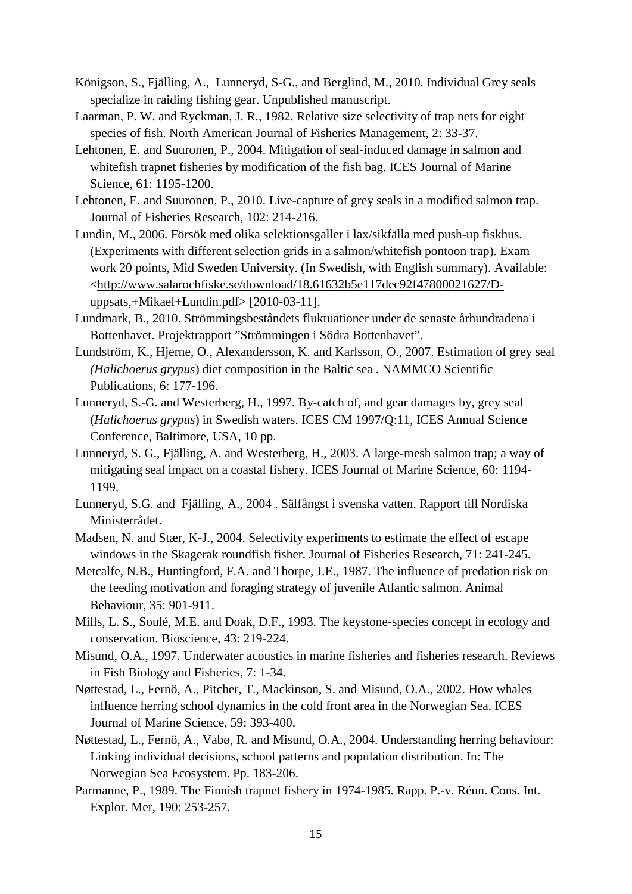Königson, S., Fjälling, A., Lunneryd, S-G., and Berglind, M., 2010. Individual Grey seals specialize in raiding fishing gear. Unpublished manuscript.

Laarman, P. W. and Ryckman, J. R., 1982. Relative size selectivity of trap nets for eight species of fish. North American Journal of Fisheries Management, 2: 33-37.

Lehtonen, E. and Suuronen, P., 2004. Mitigation of seal-induced damage in salmon and whitefish trapnet fisheries by modification of the fish bag. ICES Journal of Marine Science, 61: 1195-1200.

Lehtonen, E. and Suuronen, P., 2010. Live-capture of grey seals in a modified salmon trap. Journal of Fisheries Research, 102: 214-216.

Lundin, M., 2006. Försök med olika selektionsgaller i lax/sikfälla med push-up fiskhus. (Experiments with different selection grids in a salmon/whitefish pontoon trap). Exam work 20 points, Mid Sweden University. (In Swedish, with English summary). Available: <http://www.salarochfiske.se/download/18.61632b5e117dec92f47800021627/D-uppsats,+Mikael+Lundin.pdf> [2010-03-11].

Lundmark, B., 2010. Strömmingsbeståndets fluktuationer under de senaste århundradena i Bottenhavet. Projektrapport "Strömmingen i Södra Bottenhavet".

Lundström, K., Hjerne, O., Alexandersson, K. and Karlsson, O., 2007. Estimation of grey seal *(Halichoerus grypus*) diet composition in the Baltic sea . NAMMCO Scientific Publications, 6: 177-196.

Lunneryd, S.-G. and Westerberg, H., 1997. By-catch of, and gear damages by, grey seal (*Halichoerus grypus*) in Swedish waters. ICES CM 1997/Q:11, ICES Annual Science Conference, Baltimore, USA, 10 pp.

Lunneryd, S. G., Fjälling, A. and Westerberg, H., 2003. A large-mesh salmon trap; a way of mitigating seal impact on a coastal fishery. ICES Journal of Marine Science, 60: 1194-1199.

Lunneryd, S.G. and Fjälling, A., 2004 . Sälfångst i svenska vatten. Rapport till Nordiska Ministerrådet.

Madsen, N. and Stær, K-J., 2004. Selectivity experiments to estimate the effect of escape windows in the Skagerak roundfish fisher. Journal of Fisheries Research, 71: 241-245.

Metcalfe, N.B., Huntingford, F.A. and Thorpe, J.E., 1987. The influence of predation risk on the feeding motivation and foraging strategy of juvenile Atlantic salmon. Animal Behaviour, 35: 901-911.

Mills, L. S., Soulé, M.E. and Doak, D.F., 1993. The keystone-species concept in ecology and conservation. Bioscience, 43: 219-224.

Misund, O.A., 1997. Underwater acoustics in marine fisheries and fisheries research. Reviews in Fish Biology and Fisheries, 7: 1-34.

Nøttestad, L., Fernö, A., Pitcher, T., Mackinson, S. and Misund, O.A., 2002. How whales influence herring school dynamics in the cold front area in the Norwegian Sea. ICES Journal of Marine Science, 59: 393-400.

Nøttestad, L., Fernö, A., Vabø, R. and Misund, O.A., 2004. Understanding herring behaviour: Linking individual decisions, school patterns and population distribution. In: The Norwegian Sea Ecosystem. Pp. 183-206.

Parmanne, P., 1989. The Finnish trapnet fishery in 1974-1985. Rapp. P.-v. Réun. Cons. Int. Explor. Mer, 190: 253-257.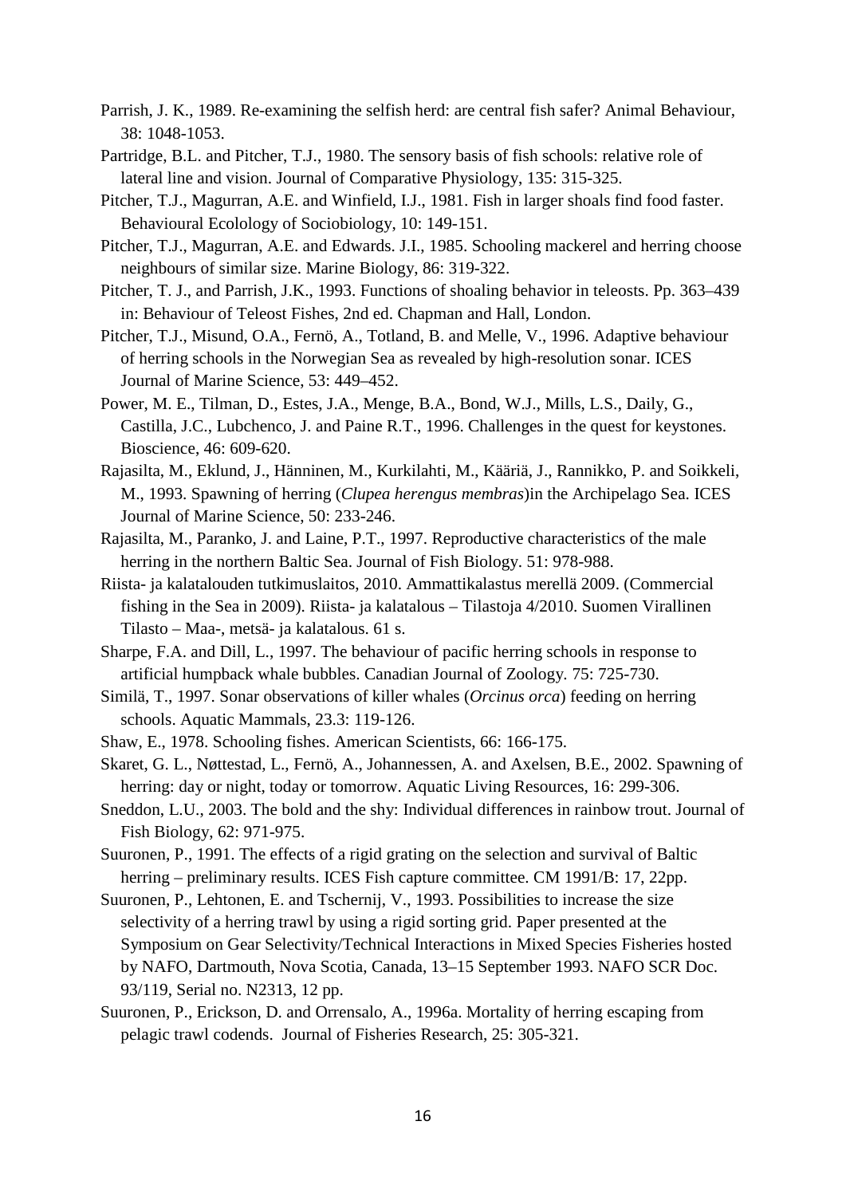Parrish, J. K., 1989. Re-examining the selfish herd: are central fish safer? Animal Behaviour, 38: 1048-1053.

Partridge, B.L. and Pitcher, T.J., 1980. The sensory basis of fish schools: relative role of lateral line and vision. Journal of Comparative Physiology, 135: 315-325.

Pitcher, T.J., Magurran, A.E. and Winfield, I.J., 1981. Fish in larger shoals find food faster. Behavioural Ecolology of Sociobiology, 10: 149-151.

Pitcher, T.J., Magurran, A.E. and Edwards. J.I., 1985. Schooling mackerel and herring choose neighbours of similar size. Marine Biology, 86: 319-322.

Pitcher, T. J., and Parrish, J.K., 1993. Functions of shoaling behavior in teleosts. Pp. 363–439 in: Behaviour of Teleost Fishes, 2nd ed. Chapman and Hall, London.

Pitcher, T.J., Misund, O.A., Fernö, A., Totland, B. and Melle, V., 1996. Adaptive behaviour of herring schools in the Norwegian Sea as revealed by high-resolution sonar. ICES Journal of Marine Science, 53: 449–452.

Power, M. E., Tilman, D., Estes, J.A., Menge, B.A., Bond, W.J., Mills, L.S., Daily, G., Castilla, J.C., Lubchenco, J. and Paine R.T., 1996. Challenges in the quest for keystones. Bioscience, 46: 609-620.

Rajasilta, M., Eklund, J., Hänninen, M., Kurkilahti, M., Kääriä, J., Rannikko, P. and Soikkeli, M., 1993. Spawning of herring (*Clupea herengus membras*)in the Archipelago Sea. ICES Journal of Marine Science, 50: 233-246.

Rajasilta, M., Paranko, J. and Laine, P.T., 1997. Reproductive characteristics of the male herring in the northern Baltic Sea. Journal of Fish Biology. 51: 978-988.

Riista- ja kalatalouden tutkimuslaitos, 2010. Ammattikalastus merellä 2009. (Commercial fishing in the Sea in 2009). Riista- ja kalatalous – Tilastoja 4/2010. Suomen Virallinen Tilasto – Maa-, metsä- ja kalatalous. 61 s.

Sharpe, F.A. and Dill, L., 1997. The behaviour of pacific herring schools in response to artificial humpback whale bubbles. Canadian Journal of Zoology. 75: 725-730.

Similä, T., 1997. Sonar observations of killer whales (*Orcinus orca*) feeding on herring schools. Aquatic Mammals, 23.3: 119-126.

Shaw, E., 1978. Schooling fishes. American Scientists, 66: 166-175.

Skaret, G. L., Nøttestad, L., Fernö, A., Johannessen, A. and Axelsen, B.E., 2002. Spawning of herring: day or night, today or tomorrow. Aquatic Living Resources, 16: 299-306.

Sneddon, L.U., 2003. The bold and the shy: Individual differences in rainbow trout. Journal of Fish Biology, 62: 971-975.

Suuronen, P., 1991. The effects of a rigid grating on the selection and survival of Baltic herring – preliminary results. ICES Fish capture committee. CM 1991/B: 17, 22pp.

Suuronen, P., Lehtonen, E. and Tschernij, V., 1993. Possibilities to increase the size selectivity of a herring trawl by using a rigid sorting grid. Paper presented at the Symposium on Gear Selectivity/Technical Interactions in Mixed Species Fisheries hosted by NAFO, Dartmouth, Nova Scotia, Canada, 13–15 September 1993. NAFO SCR Doc. 93/119, Serial no. N2313, 12 pp.

Suuronen, P., Erickson, D. and Orrensalo, A., 1996a. Mortality of herring escaping from pelagic trawl codends. Journal of Fisheries Research, 25: 305-321.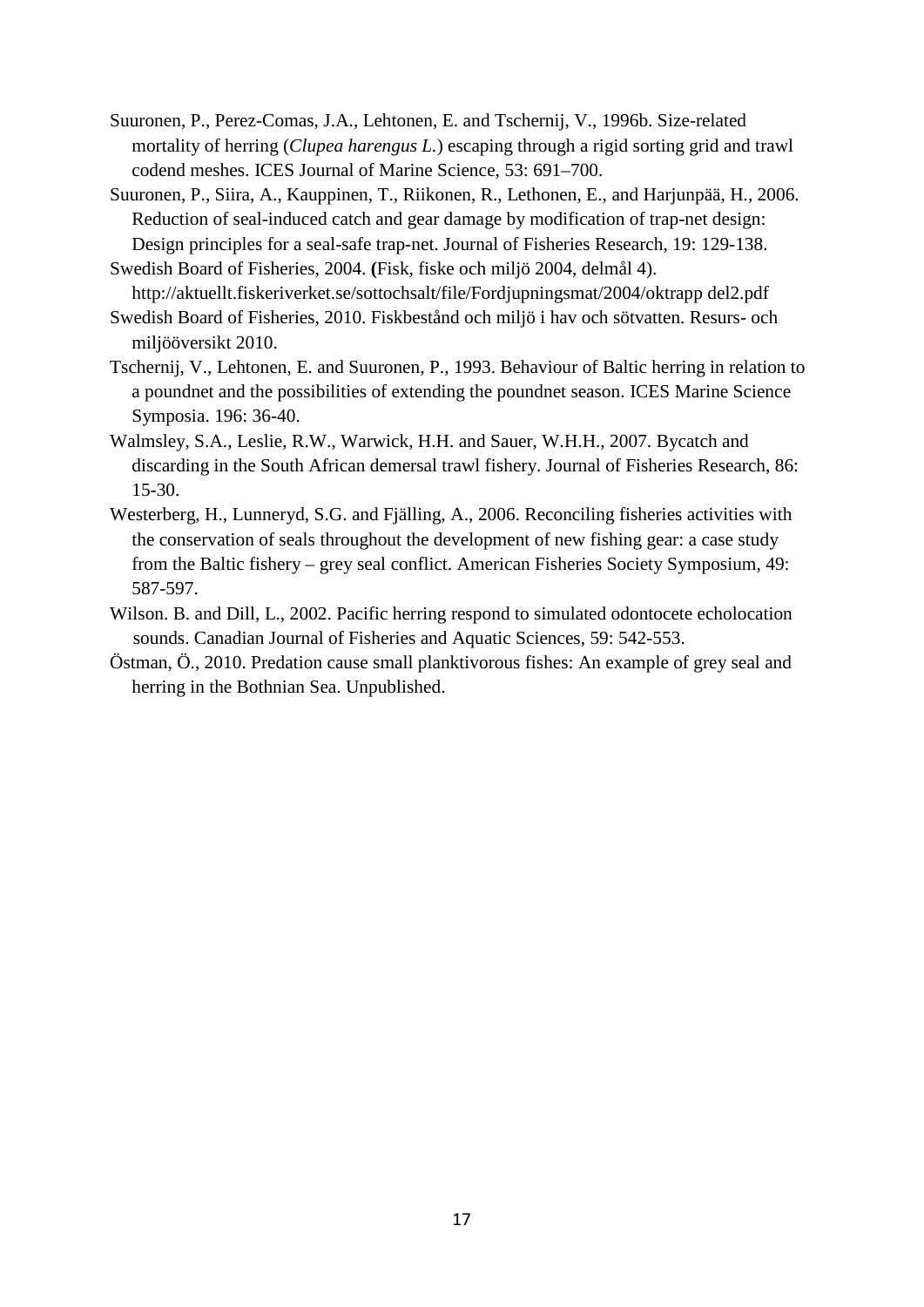Suuronen, P., Perez-Comas, J.A., Lehtonen, E. and Tschernij, V., 1996b. Size-related mortality of herring (*Clupea harengus L.*) escaping through a rigid sorting grid and trawl codend meshes. ICES Journal of Marine Science, 53: 691–700.

Suuronen, P., Siira, A., Kauppinen, T., Riikonen, R., Lethonen, E., and Harjunpää, H., 2006. Reduction of seal-induced catch and gear damage by modification of trap-net design: Design principles for a seal-safe trap-net. Journal of Fisheries Research, 19: 129-138.

Swedish Board of Fisheries, 2004. **(**Fisk, fiske och miljö 2004, delmål 4). http://aktuellt.fiskeriverket.se/sottochsalt/file/Fordjupningsmat/2004/oktrapp del2.pdf

Swedish Board of Fisheries, 2010. Fiskbestånd och miljö i hav och sötvatten. Resurs- och miljööversikt 2010.

Tschernij, V., Lehtonen, E. and Suuronen, P., 1993. Behaviour of Baltic herring in relation to a poundnet and the possibilities of extending the poundnet season. ICES Marine Science Symposia. 196: 36-40.

Walmsley, S.A., Leslie, R.W., Warwick, H.H. and Sauer, W.H.H., 2007. Bycatch and discarding in the South African demersal trawl fishery. Journal of Fisheries Research, 86: 15-30.

Westerberg, H., Lunneryd, S.G. and Fjälling, A., 2006. Reconciling fisheries activities with the conservation of seals throughout the development of new fishing gear: a case study from the Baltic fishery – grey seal conflict. American Fisheries Society Symposium, 49: 587-597.

Wilson. B. and Dill, L., 2002. Pacific herring respond to simulated odontocete echolocation sounds. Canadian Journal of Fisheries and Aquatic Sciences, 59: 542-553.

Östman, Ö., 2010. Predation cause small planktivorous fishes: An example of grey seal and herring in the Bothnian Sea. Unpublished.